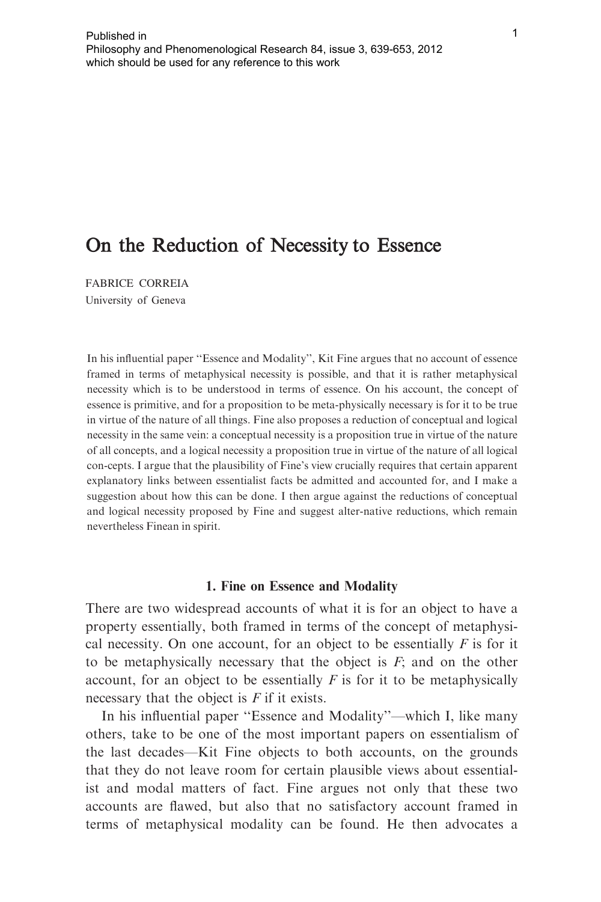Published in
Philosophy and Phenomenological Research 84, issue 3, 639-653, 2012
which should be used for any reference to this work

# On the Reduction of Necessity to Essence

FABRICE CORREIA
University of Geneva

In his influential paper ''Essence and Modality'', Kit Fine argues that no account of essence framed in terms of metaphysical necessity is possible, and that it is rather metaphysical necessity which is to be understood in terms of essence. On his account, the concept of essence is primitive, and for a proposition to be meta-physically necessary is for it to be true in virtue of the nature of all things. Fine also proposes a reduction of conceptual and logical necessity in the same vein: a conceptual necessity is a proposition true in virtue of the nature of all concepts, and a logical necessity a proposition true in virtue of the nature of all logical con-cepts. I argue that the plausibility of Fine's view crucially requires that certain apparent explanatory links between essentialist facts be admitted and accounted for, and I make a suggestion about how this can be done. I then argue against the reductions of conceptual and logical necessity proposed by Fine and suggest alter-native reductions, which remain nevertheless Finean in spirit.

## 1. Fine on Essence and Modality

There are two widespread accounts of what it is for an object to have a property essentially, both framed in terms of the concept of metaphysical necessity. On one account, for an object to be essentially *F* is for it to be metaphysically necessary that the object is *F*; and on the other account, for an object to be essentially *F* is for it to be metaphysically necessary that the object is *F* if it exists.

In his influential paper ''Essence and Modality''—which I, like many others, take to be one of the most important papers on essentialism of the last decades—Kit Fine objects to both accounts, on the grounds that they do not leave room for certain plausible views about essentialist and modal matters of fact. Fine argues not only that these two accounts are flawed, but also that no satisfactory account framed in terms of metaphysical modality can be found. He then advocates a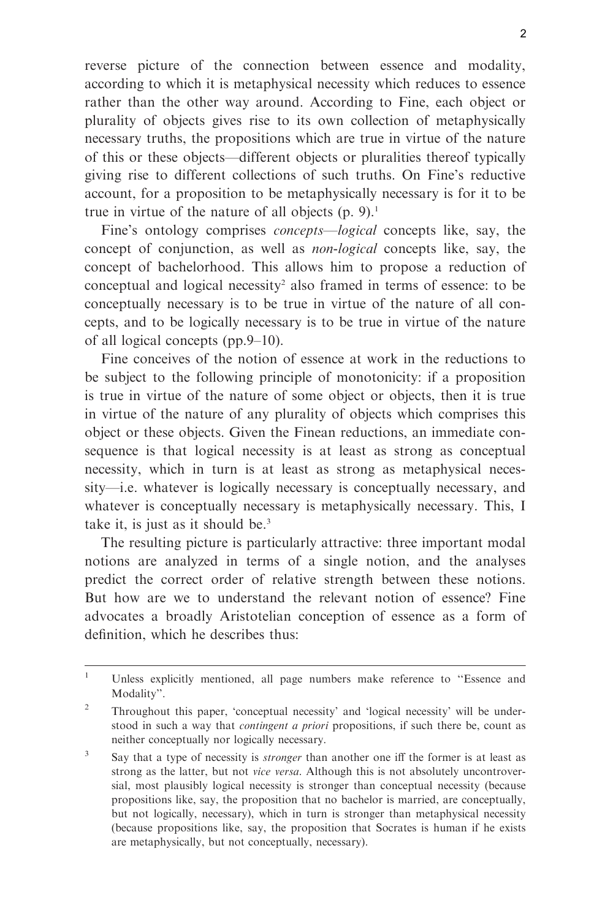reverse picture of the connection between essence and modality, according to which it is metaphysical necessity which reduces to essence rather than the other way around. According to Fine, each object or plurality of objects gives rise to its own collection of metaphysically necessary truths, the propositions which are true in virtue of the nature of this or these objects—different objects or pluralities thereof typically giving rise to different collections of such truths. On Fine's reductive account, for a proposition to be metaphysically necessary is for it to be true in virtue of the nature of all objects (p. 9).[1]

Fine's ontology comprises *concepts*—*logical* concepts like, say, the concept of conjunction, as well as *non-logical* concepts like, say, the concept of bachelorhood. This allows him to propose a reduction of conceptual and logical necessity[2] also framed in terms of essence: to be conceptually necessary is to be true in virtue of the nature of all concepts, and to be logically necessary is to be true in virtue of the nature of all logical concepts (pp.9–10).

Fine conceives of the notion of essence at work in the reductions to be subject to the following principle of monotonicity: if a proposition is true in virtue of the nature of some object or objects, then it is true in virtue of the nature of any plurality of objects which comprises this object or these objects. Given the Finean reductions, an immediate consequence is that logical necessity is at least as strong as conceptual necessity, which in turn is at least as strong as metaphysical necessity—i.e. whatever is logically necessary is conceptually necessary, and whatever is conceptually necessary is metaphysically necessary. This, I take it, is just as it should be.[3]

The resulting picture is particularly attractive: three important modal notions are analyzed in terms of a single notion, and the analyses predict the correct order of relative strength between these notions. But how are we to understand the relevant notion of essence? Fine advocates a broadly Aristotelian conception of essence as a form of definition, which he describes thus:

---

[1] Unless explicitly mentioned, all page numbers make reference to "Essence and Modality".

[2] Throughout this paper, 'conceptual necessity' and 'logical necessity' will be understood in such a way that *contingent a priori* propositions, if such there be, count as neither conceptually nor logically necessary.

[3] Say that a type of necessity is *stronger* than another one iff the former is at least as strong as the latter, but not *vice versa*. Although this is not absolutely uncontroversial, most plausibly logical necessity is stronger than conceptual necessity (because propositions like, say, the proposition that no bachelor is married, are conceptually, but not logically, necessary), which in turn is stronger than metaphysical necessity (because propositions like, say, the proposition that Socrates is human if he exists are metaphysically, but not conceptually, necessary).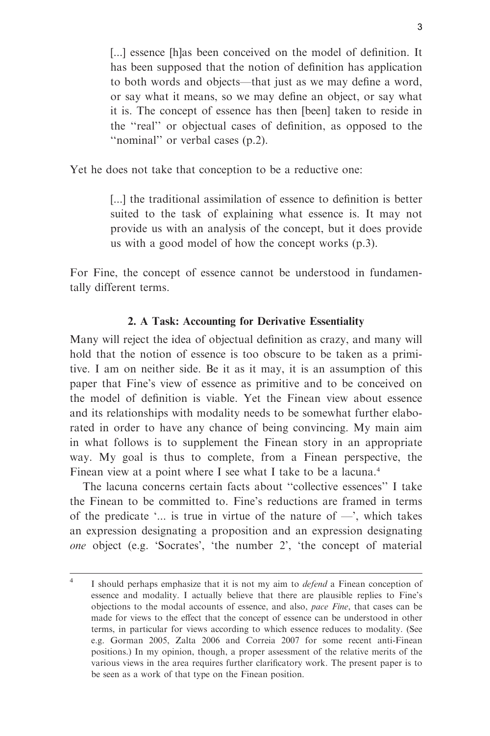> [...] essence [h]as been conceived on the model of definition. It has been supposed that the notion of definition has application to both words and objects—that just as we may define a word, or say what it means, so we may define an object, or say what it is. The concept of essence has then [been] taken to reside in the ''real'' or objectual cases of definition, as opposed to the ''nominal'' or verbal cases (p.2).

Yet he does not take that conception to be a reductive one:

> [...] the traditional assimilation of essence to definition is better suited to the task of explaining what essence is. It may not provide us with an analysis of the concept, but it does provide us with a good model of how the concept works (p.3).

For Fine, the concept of essence cannot be understood in fundamentally different terms.

## 2. A Task: Accounting for Derivative Essentiality

Many will reject the idea of objectual definition as crazy, and many will hold that the notion of essence is too obscure to be taken as a primitive. I am on neither side. Be it as it may, it is an assumption of this paper that Fine's view of essence as primitive and to be conceived on the model of definition is viable. Yet the Finean view about essence and its relationships with modality needs to be somewhat further elaborated in order to have any chance of being convincing. My main aim in what follows is to supplement the Finean story in an appropriate way. My goal is thus to complete, from a Finean perspective, the Finean view at a point where I see what I take to be a lacuna.[4]

The lacuna concerns certain facts about ''collective essences'' I take the Finean to be committed to. Fine's reductions are framed in terms of the predicate '... is true in virtue of the nature of —', which takes an expression designating a proposition and an expression designating *one* object (e.g. 'Socrates', 'the number 2', 'the concept of material

---

[4] I should perhaps emphasize that it is not my aim to *defend* a Finean conception of essence and modality. I actually believe that there are plausible replies to Fine's objections to the modal accounts of essence, and also, *pace Fine*, that cases can be made for views to the effect that the concept of essence can be understood in other terms, in particular for views according to which essence reduces to modality. (See e.g. Gorman 2005, Zalta 2006 and Correia 2007 for some recent anti-Finean positions.) In my opinion, though, a proper assessment of the relative merits of the various views in the area requires further clarificatory work. The present paper is to be seen as a work of that type on the Finean position.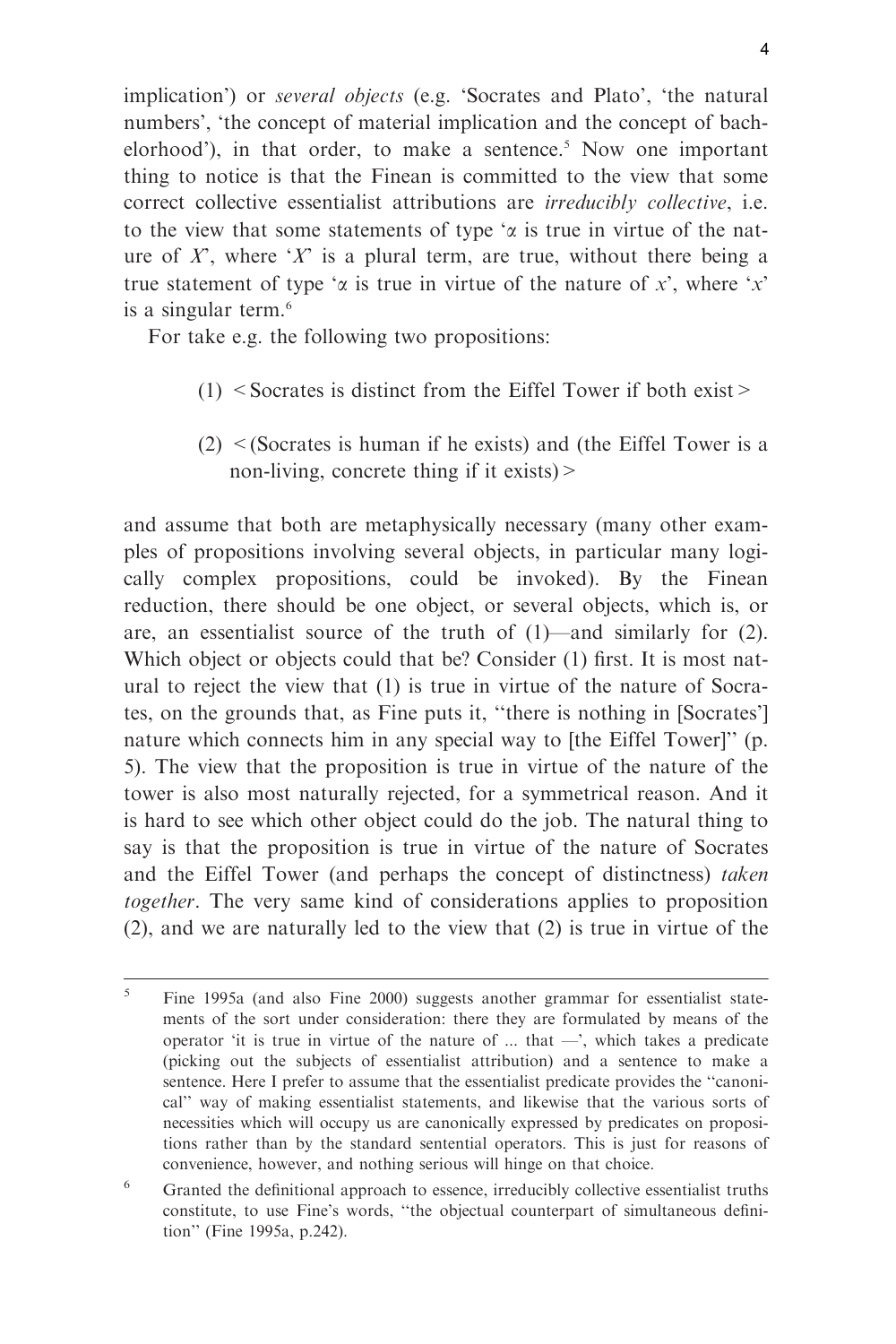implication') or *several objects* (e.g. 'Socrates and Plato', 'the natural numbers', 'the concept of material implication and the concept of bachelorhood'), in that order, to make a sentence.[5] Now one important thing to notice is that the Finean is committed to the view that some correct collective essentialist attributions are *irreducibly collective*, i.e. to the view that some statements of type '$\alpha$ is true in virtue of the nature of *X*', where '*X*' is a plural term, are true, without there being a true statement of type '$\alpha$ is true in virtue of the nature of *x*', where '*x*' is a singular term.[6]

For take e.g. the following two propositions:

> (1) < Socrates is distinct from the Eiffel Tower if both exist >
>
> (2) < (Socrates is human if he exists) and (the Eiffel Tower is a non-living, concrete thing if it exists) >

and assume that both are metaphysically necessary (many other examples of propositions involving several objects, in particular many logically complex propositions, could be invoked). By the Finean reduction, there should be one object, or several objects, which is, or are, an essentialist source of the truth of (1)—and similarly for (2). Which object or objects could that be? Consider (1) first. It is most natural to reject the view that (1) is true in virtue of the nature of Socrates, on the grounds that, as Fine puts it, "there is nothing in [Socrates'] nature which connects him in any special way to [the Eiffel Tower]" (p. 5). The view that the proposition is true in virtue of the nature of the tower is also most naturally rejected, for a symmetrical reason. And it is hard to see which other object could do the job. The natural thing to say is that the proposition is true in virtue of the nature of Socrates and the Eiffel Tower (and perhaps the concept of distinctness) *taken together*. The very same kind of considerations applies to proposition (2), and we are naturally led to the view that (2) is true in virtue of the

---

[5] Fine 1995a (and also Fine 2000) suggests another grammar for essentialist statements of the sort under consideration: there they are formulated by means of the operator 'it is true in virtue of the nature of ... that —', which takes a predicate (picking out the subjects of essentialist attribution) and a sentence to make a sentence. Here I prefer to assume that the essentialist predicate provides the "canonical" way of making essentialist statements, and likewise that the various sorts of necessities which will occupy us are canonically expressed by predicates on propositions rather than by the standard sentential operators. This is just for reasons of convenience, however, and nothing serious will hinge on that choice.

[6] Granted the definitional approach to essence, irreducibly collective essentialist truths constitute, to use Fine's words, "the objectual counterpart of simultaneous definition" (Fine 1995a, p.242).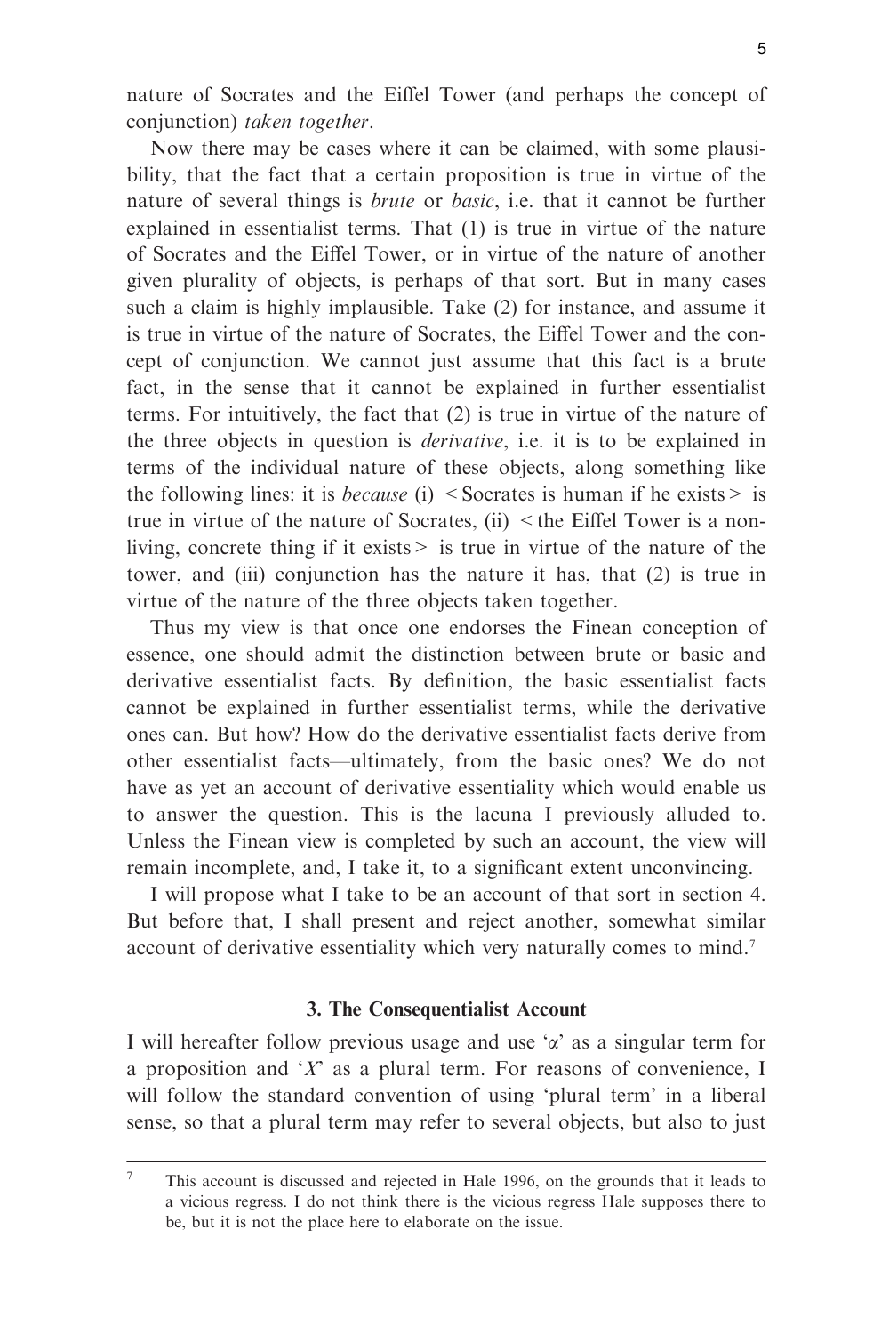nature of Socrates and the Eiffel Tower (and perhaps the concept of conjunction) *taken together*.

Now there may be cases where it can be claimed, with some plausibility, that the fact that a certain proposition is true in virtue of the nature of several things is *brute* or *basic*, i.e. that it cannot be further explained in essentialist terms. That (1) is true in virtue of the nature of Socrates and the Eiffel Tower, or in virtue of the nature of another given plurality of objects, is perhaps of that sort. But in many cases such a claim is highly implausible. Take (2) for instance, and assume it is true in virtue of the nature of Socrates, the Eiffel Tower and the concept of conjunction. We cannot just assume that this fact is a brute fact, in the sense that it cannot be explained in further essentialist terms. For intuitively, the fact that (2) is true in virtue of the nature of the three objects in question is *derivative*, i.e. it is to be explained in terms of the individual nature of these objects, along something like the following lines: it is *because* (i) <Socrates is human if he exists> is true in virtue of the nature of Socrates, (ii) <the Eiffel Tower is a non-living, concrete thing if it exists> is true in virtue of the nature of the tower, and (iii) conjunction has the nature it has, that (2) is true in virtue of the nature of the three objects taken together.

Thus my view is that once one endorses the Finean conception of essence, one should admit the distinction between brute or basic and derivative essentialist facts. By definition, the basic essentialist facts cannot be explained in further essentialist terms, while the derivative ones can. But how? How do the derivative essentialist facts derive from other essentialist facts—ultimately, from the basic ones? We do not have as yet an account of derivative essentiality which would enable us to answer the question. This is the lacuna I previously alluded to. Unless the Finean view is completed by such an account, the view will remain incomplete, and, I take it, to a significant extent unconvincing.

I will propose what I take to be an account of that sort in section 4. But before that, I shall present and reject another, somewhat similar account of derivative essentiality which very naturally comes to mind.[7]

### 3. The Consequentialist Account

I will hereafter follow previous usage and use '$\alpha$' as a singular term for a proposition and '$X$' as a plural term. For reasons of convenience, I will follow the standard convention of using 'plural term' in a liberal sense, so that a plural term may refer to several objects, but also to just

---

[7] This account is discussed and rejected in Hale 1996, on the grounds that it leads to a vicious regress. I do not think there is the vicious regress Hale supposes there to be, but it is not the place here to elaborate on the issue.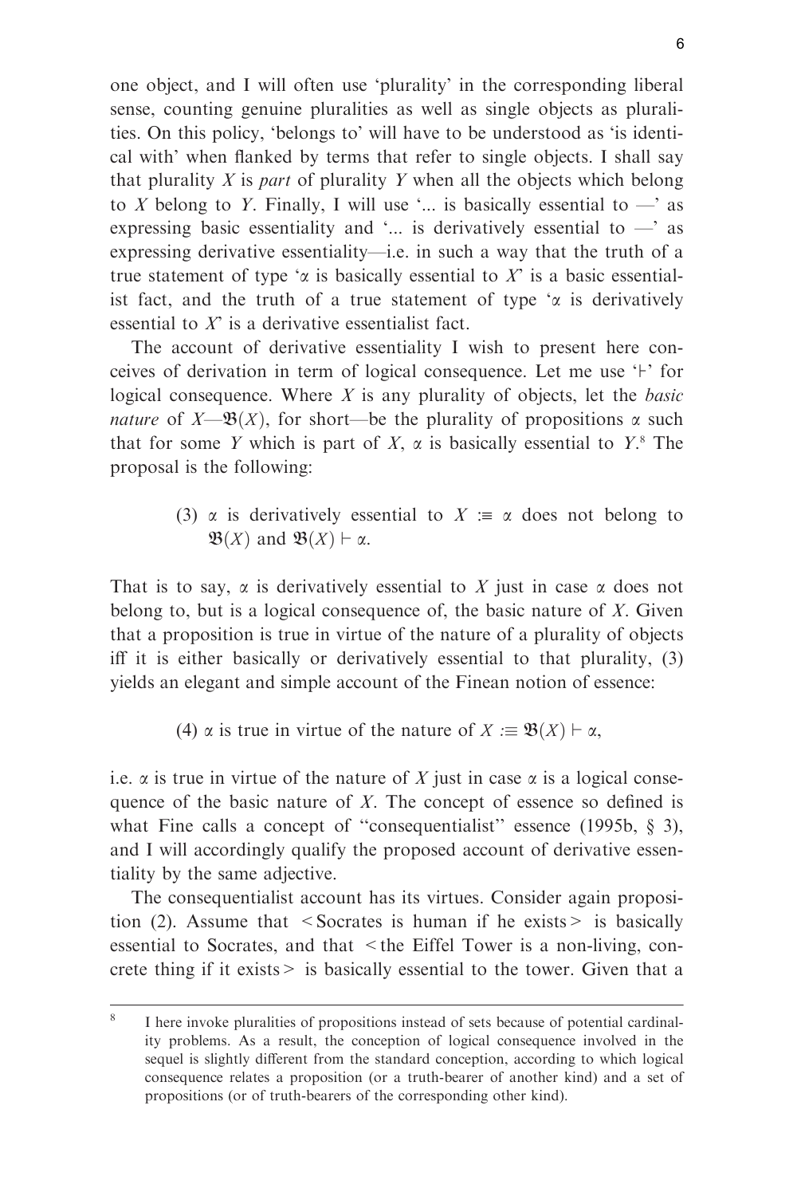one object, and I will often use 'plurality' in the corresponding liberal sense, counting genuine pluralities as well as single objects as pluralities. On this policy, 'belongs to' will have to be understood as 'is identical with' when flanked by terms that refer to single objects. I shall say that plurality $X$ is *part* of plurality $Y$ when all the objects which belong to $X$ belong to $Y$. Finally, I will use '... is basically essential to —' as expressing basic essentiality and '... is derivatively essential to —' as expressing derivative essentiality—i.e. in such a way that the truth of a true statement of type '$\alpha$ is basically essential to $X$' is a basic essentialist fact, and the truth of a true statement of type '$\alpha$ is derivatively essential to $X$' is a derivative essentialist fact.

The account of derivative essentiality I wish to present here conceives of derivation in term of logical consequence. Let me use '$\vdash$' for logical consequence. Where $X$ is any plurality of objects, let the *basic nature* of $X$—$\mathfrak{B}(X)$, for short—be the plurality of propositions $\alpha$ such that for some $Y$ which is part of $X$, $\alpha$ is basically essential to $Y$.[8] The proposal is the following:

> (3) $\alpha$ is derivatively essential to $X :\equiv \alpha$ does not belong to $\mathfrak{B}(X)$ and $\mathfrak{B}(X) \vdash \alpha$.

That is to say, $\alpha$ is derivatively essential to $X$ just in case $\alpha$ does not belong to, but is a logical consequence of, the basic nature of $X$. Given that a proposition is true in virtue of the nature of a plurality of objects iff it is either basically or derivatively essential to that plurality, (3) yields an elegant and simple account of the Finean notion of essence:

> (4) $\alpha$ is true in virtue of the nature of $X :\equiv \mathfrak{B}(X) \vdash \alpha$,

i.e. $\alpha$ is true in virtue of the nature of $X$ just in case $\alpha$ is a logical consequence of the basic nature of $X$. The concept of essence so defined is what Fine calls a concept of "consequentialist" essence (1995b, § 3), and I will accordingly qualify the proposed account of derivative essentiality by the same adjective.

The consequentialist account has its virtues. Consider again proposition (2). Assume that <Socrates is human if he exists> is basically essential to Socrates, and that <the Eiffel Tower is a non-living, concrete thing if it exists> is basically essential to the tower. Given that a

---

[8] I here invoke pluralities of propositions instead of sets because of potential cardinality problems. As a result, the conception of logical consequence involved in the sequel is slightly different from the standard conception, according to which logical consequence relates a proposition (or a truth-bearer of another kind) and a set of propositions (or of truth-bearers of the corresponding other kind).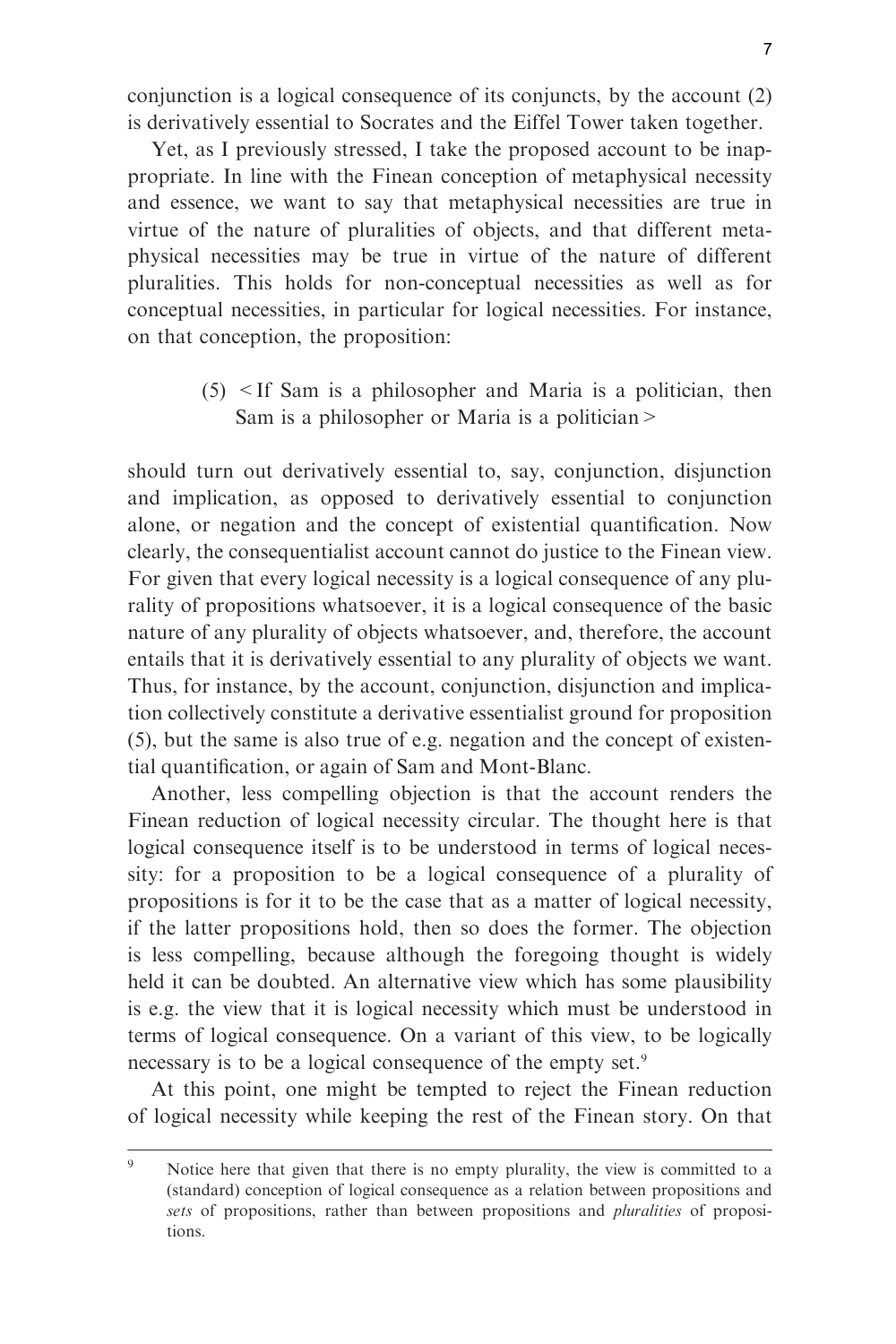conjunction is a logical consequence of its conjuncts, by the account (2) is derivatively essential to Socrates and the Eiffel Tower taken together.

Yet, as I previously stressed, I take the proposed account to be inappropriate. In line with the Finean conception of metaphysical necessity and essence, we want to say that metaphysical necessities are true in virtue of the nature of pluralities of objects, and that different metaphysical necessities may be true in virtue of the nature of different pluralities. This holds for non-conceptual necessities as well as for conceptual necessities, in particular for logical necessities. For instance, on that conception, the proposition:

> (5) <If Sam is a philosopher and Maria is a politician, then Sam is a philosopher or Maria is a politician>

should turn out derivatively essential to, say, conjunction, disjunction and implication, as opposed to derivatively essential to conjunction alone, or negation and the concept of existential quantification. Now clearly, the consequentialist account cannot do justice to the Finean view. For given that every logical necessity is a logical consequence of any plurality of propositions whatsoever, it is a logical consequence of the basic nature of any plurality of objects whatsoever, and, therefore, the account entails that it is derivatively essential to any plurality of objects we want. Thus, for instance, by the account, conjunction, disjunction and implication collectively constitute a derivative essentialist ground for proposition (5), but the same is also true of e.g. negation and the concept of existential quantification, or again of Sam and Mont-Blanc.

Another, less compelling objection is that the account renders the Finean reduction of logical necessity circular. The thought here is that logical consequence itself is to be understood in terms of logical necessity: for a proposition to be a logical consequence of a plurality of propositions is for it to be the case that as a matter of logical necessity, if the latter propositions hold, then so does the former. The objection is less compelling, because although the foregoing thought is widely held it can be doubted. An alternative view which has some plausibility is e.g. the view that it is logical necessity which must be understood in terms of logical consequence. On a variant of this view, to be logically necessary is to be a logical consequence of the empty set.[9]

At this point, one might be tempted to reject the Finean reduction of logical necessity while keeping the rest of the Finean story. On that

---

[9] Notice here that given that there is no empty plurality, the view is committed to a (standard) conception of logical consequence as a relation between propositions and *sets* of propositions, rather than between propositions and *pluralities* of propositions.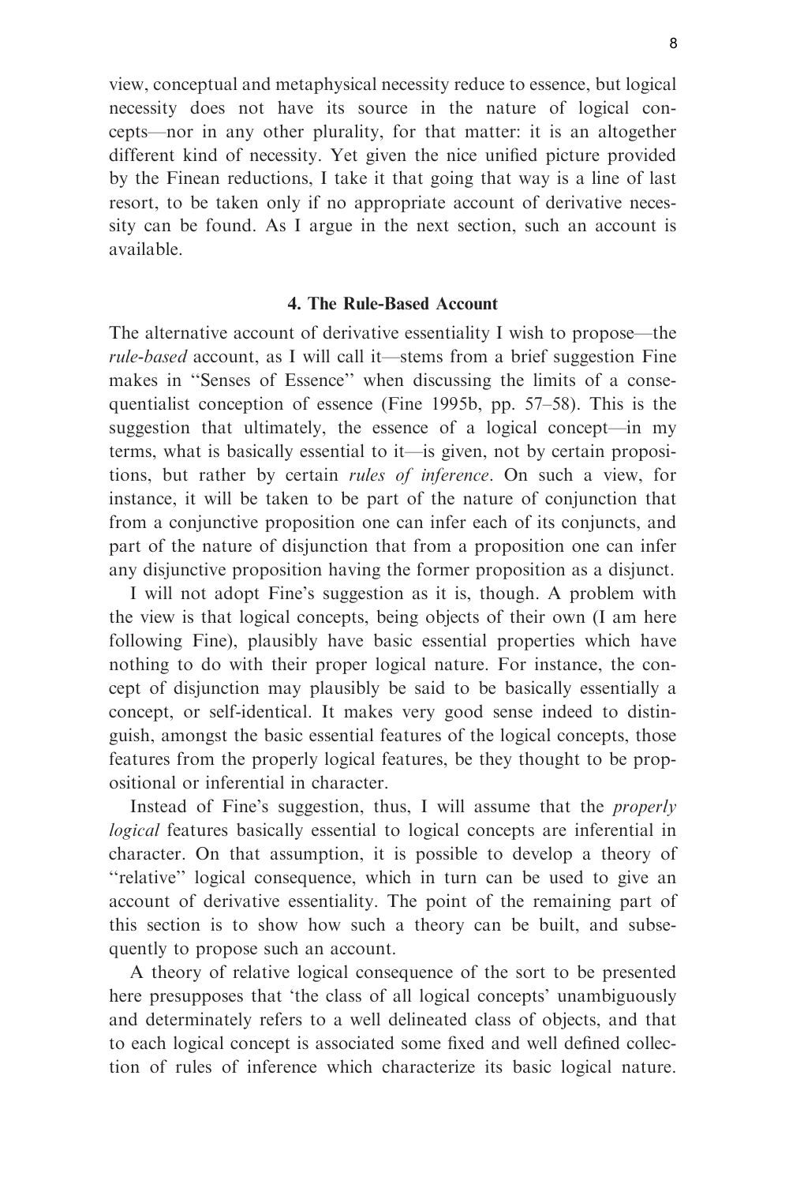view, conceptual and metaphysical necessity reduce to essence, but logical necessity does not have its source in the nature of logical concepts—nor in any other plurality, for that matter: it is an altogether different kind of necessity. Yet given the nice unified picture provided by the Finean reductions, I take it that going that way is a line of last resort, to be taken only if no appropriate account of derivative necessity can be found. As I argue in the next section, such an account is available.

## 4. The Rule-Based Account

The alternative account of derivative essentiality I wish to propose—the *rule-based* account, as I will call it—stems from a brief suggestion Fine makes in "Senses of Essence" when discussing the limits of a consequentialist conception of essence (Fine 1995b, pp. 57–58). This is the suggestion that ultimately, the essence of a logical concept—in my terms, what is basically essential to it—is given, not by certain propositions, but rather by certain *rules of inference*. On such a view, for instance, it will be taken to be part of the nature of conjunction that from a conjunctive proposition one can infer each of its conjuncts, and part of the nature of disjunction that from a proposition one can infer any disjunctive proposition having the former proposition as a disjunct.

I will not adopt Fine's suggestion as it is, though. A problem with the view is that logical concepts, being objects of their own (I am here following Fine), plausibly have basic essential properties which have nothing to do with their proper logical nature. For instance, the concept of disjunction may plausibly be said to be basically essentially a concept, or self-identical. It makes very good sense indeed to distinguish, amongst the basic essential features of the logical concepts, those features from the properly logical features, be they thought to be propositional or inferential in character.

Instead of Fine's suggestion, thus, I will assume that the *properly logical* features basically essential to logical concepts are inferential in character. On that assumption, it is possible to develop a theory of "relative" logical consequence, which in turn can be used to give an account of derivative essentiality. The point of the remaining part of this section is to show how such a theory can be built, and subsequently to propose such an account.

A theory of relative logical consequence of the sort to be presented here presupposes that 'the class of all logical concepts' unambiguously and determinately refers to a well delineated class of objects, and that to each logical concept is associated some fixed and well defined collection of rules of inference which characterize its basic logical nature.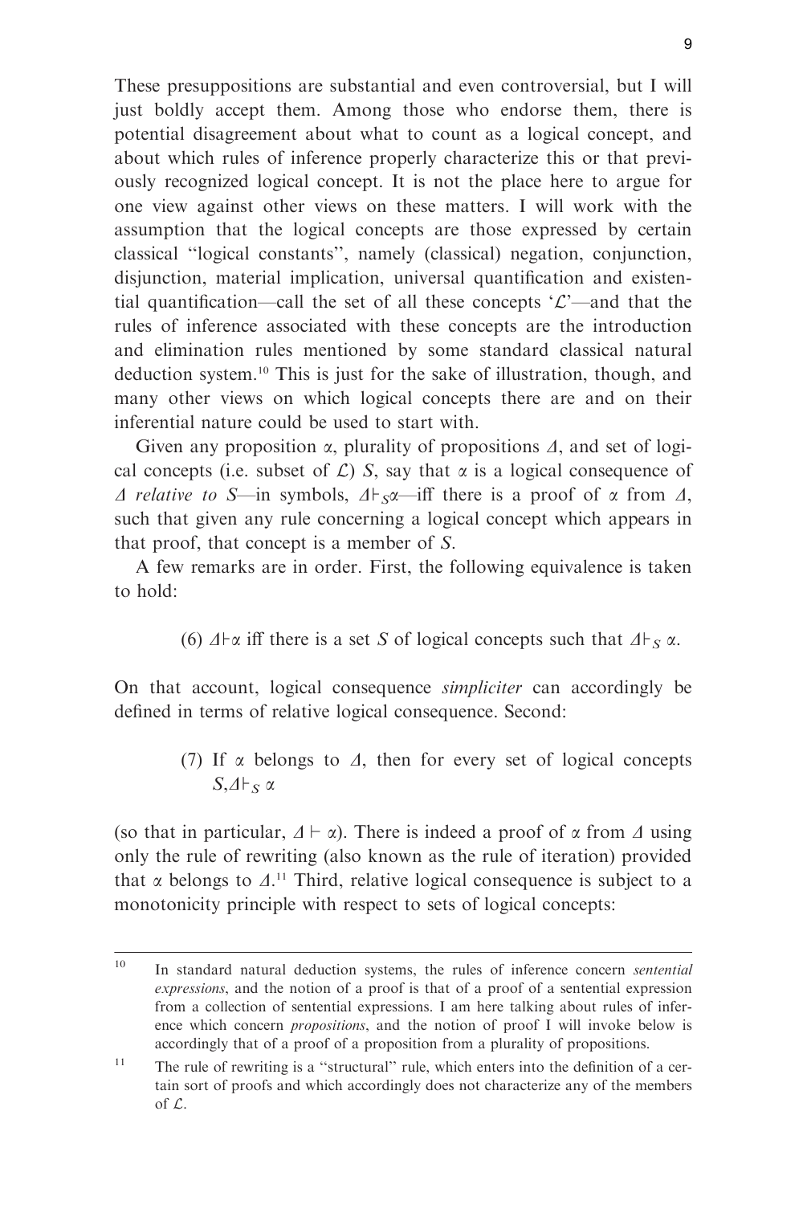These presuppositions are substantial and even controversial, but I will just boldly accept them. Among those who endorse them, there is potential disagreement about what to count as a logical concept, and about which rules of inference properly characterize this or that previously recognized logical concept. It is not the place here to argue for one view against other views on these matters. I will work with the assumption that the logical concepts are those expressed by certain classical "logical constants", namely (classical) negation, conjunction, disjunction, material implication, universal quantification and existential quantification—call the set of all these concepts '$\mathcal{L}$'—and that the rules of inference associated with these concepts are the introduction and elimination rules mentioned by some standard classical natural deduction system.[10] This is just for the sake of illustration, though, and many other views on which logical concepts there are and on their inferential nature could be used to start with.

Given any proposition $\alpha$, plurality of propositions $\Delta$, and set of logical concepts (i.e. subset of $\mathcal{L}$) $S$, say that $\alpha$ is a logical consequence of $\Delta$ *relative to* $S$—in symbols, $\Delta \vdash_S \alpha$—iff there is a proof of $\alpha$ from $\Delta$, such that given any rule concerning a logical concept which appears in that proof, that concept is a member of $S$.

A few remarks are in order. First, the following equivalence is taken to hold:

(6) $\Delta \vdash \alpha$ iff there is a set $S$ of logical concepts such that $\Delta \vdash_S \alpha$.

On that account, logical consequence *simpliciter* can accordingly be defined in terms of relative logical consequence. Second:

(7) If $\alpha$ belongs to $\Delta$, then for every set of logical concepts $S, \Delta \vdash_S \alpha$

(so that in particular, $\Delta \vdash \alpha$). There is indeed a proof of $\alpha$ from $\Delta$ using only the rule of rewriting (also known as the rule of iteration) provided that $\alpha$ belongs to $\Delta$.[11] Third, relative logical consequence is subject to a monotonicity principle with respect to sets of logical concepts:

---

[10] In standard natural deduction systems, the rules of inference concern *sentential expressions*, and the notion of a proof is that of a proof of a sentential expression from a collection of sentential expressions. I am here talking about rules of inference which concern *propositions*, and the notion of proof I will invoke below is accordingly that of a proof of a proposition from a plurality of propositions.

[11] The rule of rewriting is a "structural" rule, which enters into the definition of a certain sort of proofs and which accordingly does not characterize any of the members of $\mathcal{L}$.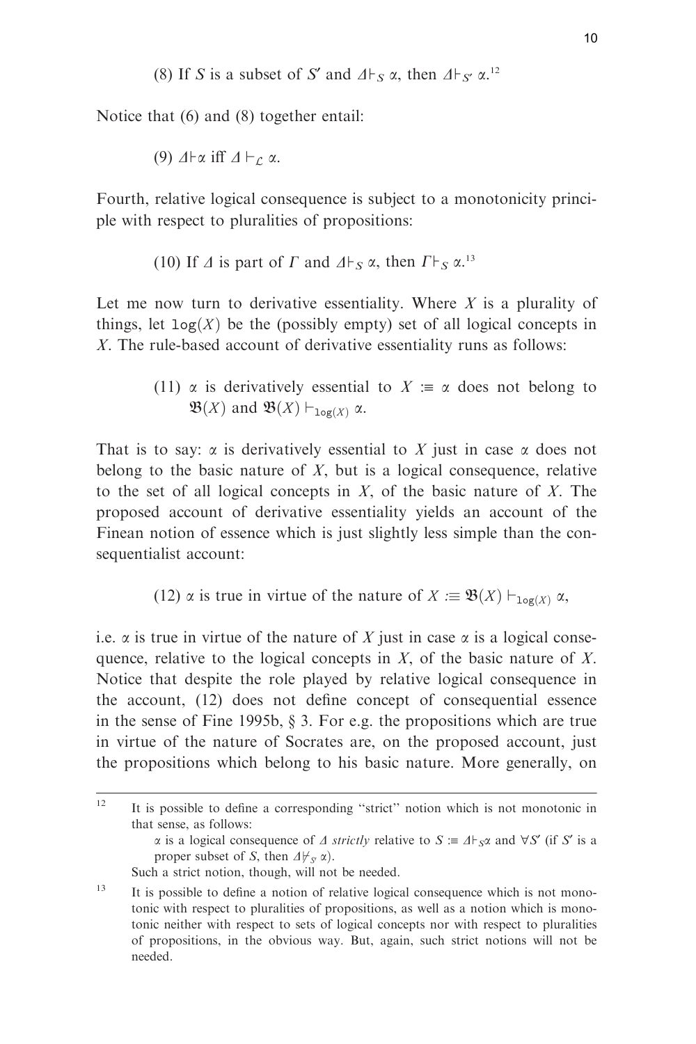(8) If $S$ is a subset of $S'$ and $\Delta \vdash_S \alpha$, then $\Delta \vdash_{S'} \alpha$.[12]

Notice that (6) and (8) together entail:

(9) $\Delta \vdash \alpha$ iff $\Delta \vdash_{\mathcal{L}} \alpha$.

Fourth, relative logical consequence is subject to a monotonicity principle with respect to pluralities of propositions:

(10) If $\Delta$ is part of $\Gamma$ and $\Delta \vdash_S \alpha$, then $\Gamma \vdash_S \alpha$.[13]

Let me now turn to derivative essentiality. Where $X$ is a plurality of things, let $\texttt{log}(X)$ be the (possibly empty) set of all logical concepts in $X$. The rule-based account of derivative essentiality runs as follows:

(11) $\alpha$ is derivatively essential to $X :\equiv \alpha$ does not belong to $\mathfrak{B}(X)$ and $\mathfrak{B}(X) \vdash_{\texttt{log}(X)} \alpha$.

That is to say: $\alpha$ is derivatively essential to $X$ just in case $\alpha$ does not belong to the basic nature of $X$, but is a logical consequence, relative to the set of all logical concepts in $X$, of the basic nature of $X$. The proposed account of derivative essentiality yields an account of the Finean notion of essence which is just slightly less simple than the consequentialist account:

(12) $\alpha$ is true in virtue of the nature of $X :\equiv \mathfrak{B}(X) \vdash_{\texttt{log}(X)} \alpha$,

i.e. $\alpha$ is true in virtue of the nature of $X$ just in case $\alpha$ is a logical consequence, relative to the logical concepts in $X$, of the basic nature of $X$. Notice that despite the role played by relative logical consequence in the account, (12) does not define concept of consequential essence in the sense of Fine 1995b, § 3. For e.g. the propositions which are true in virtue of the nature of Socrates are, on the proposed account, just the propositions which belong to his basic nature. More generally, on

---

[12] It is possible to define a corresponding "strict" notion which is not monotonic in that sense, as follows:

$\alpha$ is a logical consequence of $\Delta$ *strictly* relative to $S :\equiv \Delta \vdash_S \alpha$ and $\forall S'$ (if $S'$ is a proper subset of $S$, then $\Delta \nvdash_{S'} \alpha$).

Such a strict notion, though, will not be needed.

[13] It is possible to define a notion of relative logical consequence which is not monotonic with respect to pluralities of propositions, as well as a notion which is monotonic neither with respect to sets of logical concepts nor with respect to pluralities of propositions, in the obvious way. But, again, such strict notions will not be needed.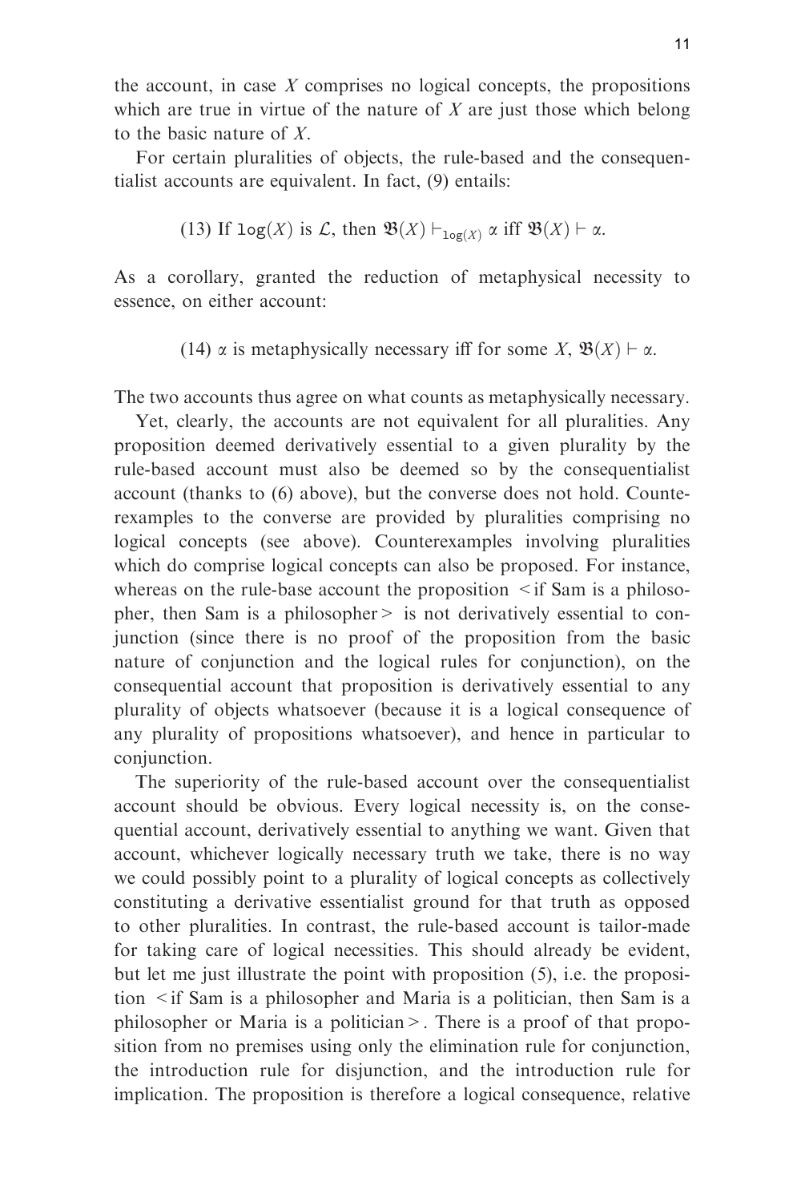the account, in case $X$ comprises no logical concepts, the propositions which are true in virtue of the nature of $X$ are just those which belong to the basic nature of $X$.

For certain pluralities of objects, the rule-based and the consequentialist accounts are equivalent. In fact, (9) entails:

$$\text{(13) If } \texttt{log}(X) \text{ is } \mathcal{L}, \text{ then } \mathfrak{B}(X) \vdash_{\texttt{log}(X)} \alpha \text{ iff } \mathfrak{B}(X) \vdash \alpha.$$

As a corollary, granted the reduction of metaphysical necessity to essence, on either account:

$$\text{(14) } \alpha \text{ is metaphysically necessary iff for some } X, \mathfrak{B}(X) \vdash \alpha.$$

The two accounts thus agree on what counts as metaphysically necessary.

Yet, clearly, the accounts are not equivalent for all pluralities. Any proposition deemed derivatively essential to a given plurality by the rule-based account must also be deemed so by the consequentialist account (thanks to (6) above), but the converse does not hold. Counterexamples to the converse are provided by pluralities comprising no logical concepts (see above). Counterexamples involving pluralities which do comprise logical concepts can also be proposed. For instance, whereas on the rule-base account the proposition <if Sam is a philosopher, then Sam is a philosopher> is not derivatively essential to conjunction (since there is no proof of the proposition from the basic nature of conjunction and the logical rules for conjunction), on the consequential account that proposition is derivatively essential to any plurality of objects whatsoever (because it is a logical consequence of any plurality of propositions whatsoever), and hence in particular to conjunction.

The superiority of the rule-based account over the consequentialist account should be obvious. Every logical necessity is, on the consequential account, derivatively essential to anything we want. Given that account, whichever logically necessary truth we take, there is no way we could possibly point to a plurality of logical concepts as collectively constituting a derivative essentialist ground for that truth as opposed to other pluralities. In contrast, the rule-based account is tailor-made for taking care of logical necessities. This should already be evident, but let me just illustrate the point with proposition (5), i.e. the proposition <if Sam is a philosopher and Maria is a politician, then Sam is a philosopher or Maria is a politician>. There is a proof of that proposition from no premises using only the elimination rule for conjunction, the introduction rule for disjunction, and the introduction rule for implication. The proposition is therefore a logical consequence, relative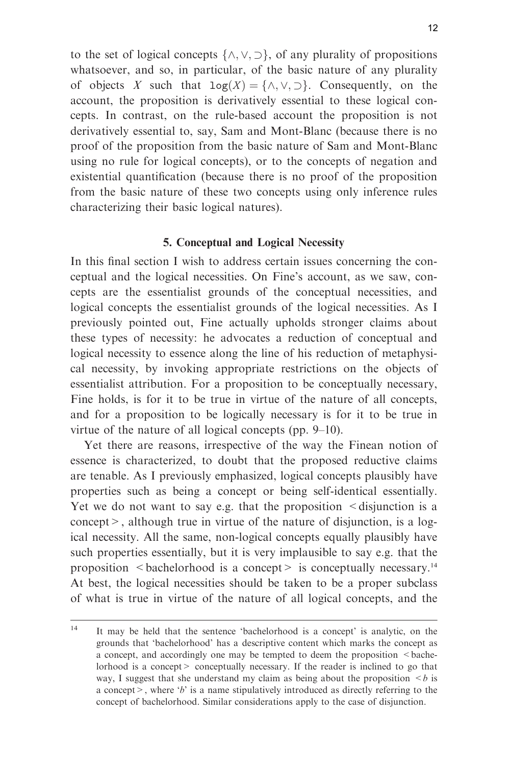to the set of logical concepts $\{\wedge, \vee, \supset\}$, of any plurality of propositions whatsoever, and so, in particular, of the basic nature of any plurality of objects $X$ such that $\texttt{log}(X) = \{\wedge, \vee, \supset\}$. Consequently, on the account, the proposition is derivatively essential to these logical concepts. In contrast, on the rule-based account the proposition is not derivatively essential to, say, Sam and Mont-Blanc (because there is no proof of the proposition from the basic nature of Sam and Mont-Blanc using no rule for logical concepts), or to the concepts of negation and existential quantification (because there is no proof of the proposition from the basic nature of these two concepts using only inference rules characterizing their basic logical natures).

## 5. Conceptual and Logical Necessity

In this final section I wish to address certain issues concerning the conceptual and the logical necessities. On Fine's account, as we saw, concepts are the essentialist grounds of the conceptual necessities, and logical concepts the essentialist grounds of the logical necessities. As I previously pointed out, Fine actually upholds stronger claims about these types of necessity: he advocates a reduction of conceptual and logical necessity to essence along the line of his reduction of metaphysical necessity, by invoking appropriate restrictions on the objects of essentialist attribution. For a proposition to be conceptually necessary, Fine holds, is for it to be true in virtue of the nature of all concepts, and for a proposition to be logically necessary is for it to be true in virtue of the nature of all logical concepts (pp. 9–10).

Yet there are reasons, irrespective of the way the Finean notion of essence is characterized, to doubt that the proposed reductive claims are tenable. As I previously emphasized, logical concepts plausibly have properties such as being a concept or being self-identical essentially. Yet we do not want to say e.g. that the proposition <disjunction is a concept>, although true in virtue of the nature of disjunction, is a logical necessity. All the same, non-logical concepts equally plausibly have such properties essentially, but it is very implausible to say e.g. that the proposition <bachelorhood is a concept> is conceptually necessary.[14] At best, the logical necessities should be taken to be a proper subclass of what is true in virtue of the nature of all logical concepts, and the

[14] It may be held that the sentence 'bachelorhood is a concept' is analytic, on the grounds that 'bachelorhood' has a descriptive content which marks the concept as a concept, and accordingly one may be tempted to deem the proposition <bachelorhood is a concept> conceptually necessary. If the reader is inclined to go that way, I suggest that she understand my claim as being about the proposition <*b* is a concept>, where '*b*' is a name stipulatively introduced as directly referring to the concept of bachelorhood. Similar considerations apply to the case of disjunction.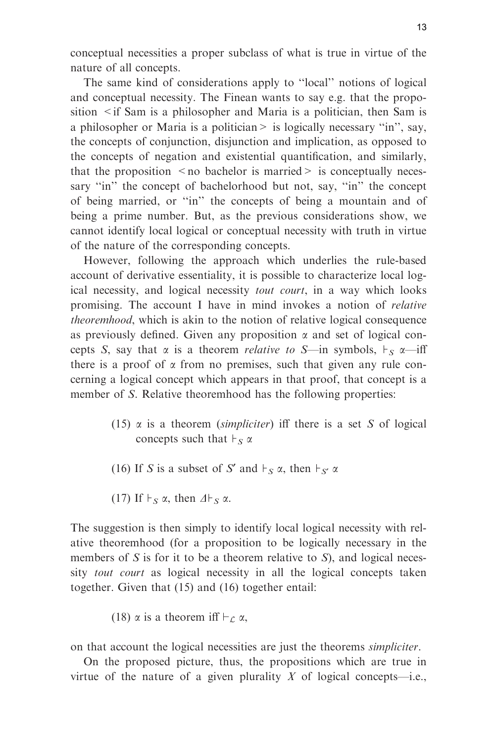conceptual necessities a proper subclass of what is true in virtue of the nature of all concepts.

The same kind of considerations apply to "local" notions of logical and conceptual necessity. The Finean wants to say e.g. that the proposition <if Sam is a philosopher and Maria is a politician, then Sam is a philosopher or Maria is a politician> is logically necessary "in", say, the concepts of conjunction, disjunction and implication, as opposed to the concepts of negation and existential quantification, and similarly, that the proposition <no bachelor is married> is conceptually necessary "in" the concept of bachelorhood but not, say, "in" the concept of being married, or "in" the concepts of being a mountain and of being a prime number. But, as the previous considerations show, we cannot identify local logical or conceptual necessity with truth in virtue of the nature of the corresponding concepts.

However, following the approach which underlies the rule-based account of derivative essentiality, it is possible to characterize local logical necessity, and logical necessity *tout court*, in a way which looks promising. The account I have in mind invokes a notion of *relative theoremhood*, which is akin to the notion of relative logical consequence as previously defined. Given any proposition $\alpha$ and set of logical concepts $S$, say that $\alpha$ is a theorem *relative to S*—in symbols, $\vdash_S \alpha$—iff there is a proof of $\alpha$ from no premises, such that given any rule concerning a logical concept which appears in that proof, that concept is a member of $S$. Relative theoremhood has the following properties:

(15) $\alpha$ is a theorem (*simpliciter*) iff there is a set $S$ of logical concepts such that $\vdash_S \alpha$

(16) If $S$ is a subset of $S'$ and $\vdash_S \alpha$, then $\vdash_{S'} \alpha$

(17) If $\vdash_S \alpha$, then $\Delta \vdash_S \alpha$.

The suggestion is then simply to identify local logical necessity with relative theoremhood (for a proposition to be logically necessary in the members of $S$ is for it to be a theorem relative to $S$), and logical necessity *tout court* as logical necessity in all the logical concepts taken together. Given that (15) and (16) together entail:

(18) $\alpha$ is a theorem iff $\vdash_{\mathcal{L}} \alpha$,

on that account the logical necessities are just the theorems *simpliciter*.

On the proposed picture, thus, the propositions which are true in virtue of the nature of a given plurality $X$ of logical concepts—i.e.,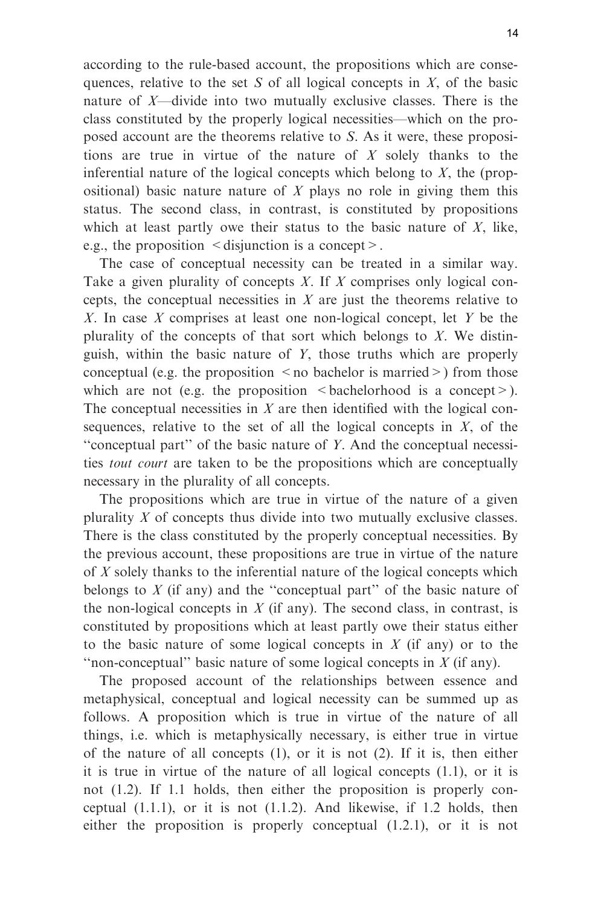according to the rule-based account, the propositions which are consequences, relative to the set $S$ of all logical concepts in $X$, of the basic nature of $X$—divide into two mutually exclusive classes. There is the class constituted by the properly logical necessities—which on the proposed account are the theorems relative to $S$. As it were, these propositions are true in virtue of the nature of $X$ solely thanks to the inferential nature of the logical concepts which belong to $X$, the (propositional) basic nature nature of $X$ plays no role in giving them this status. The second class, in contrast, is constituted by propositions which at least partly owe their status to the basic nature of $X$, like, e.g., the proposition <disjunction is a concept>.

The case of conceptual necessity can be treated in a similar way. Take a given plurality of concepts $X$. If $X$ comprises only logical concepts, the conceptual necessities in $X$ are just the theorems relative to $X$. In case $X$ comprises at least one non-logical concept, let $Y$ be the plurality of the concepts of that sort which belongs to $X$. We distinguish, within the basic nature of $Y$, those truths which are properly conceptual (e.g. the proposition <no bachelor is married>) from those which are not (e.g. the proposition <bachelorhood is a concept>). The conceptual necessities in $X$ are then identified with the logical consequences, relative to the set of all the logical concepts in $X$, of the "conceptual part" of the basic nature of $Y$. And the conceptual necessities *tout court* are taken to be the propositions which are conceptually necessary in the plurality of all concepts.

The propositions which are true in virtue of the nature of a given plurality $X$ of concepts thus divide into two mutually exclusive classes. There is the class constituted by the properly conceptual necessities. By the previous account, these propositions are true in virtue of the nature of $X$ solely thanks to the inferential nature of the logical concepts which belongs to $X$ (if any) and the "conceptual part" of the basic nature of the non-logical concepts in $X$ (if any). The second class, in contrast, is constituted by propositions which at least partly owe their status either to the basic nature of some logical concepts in $X$ (if any) or to the "non-conceptual" basic nature of some logical concepts in $X$ (if any).

The proposed account of the relationships between essence and metaphysical, conceptual and logical necessity can be summed up as follows. A proposition which is true in virtue of the nature of all things, i.e. which is metaphysically necessary, is either true in virtue of the nature of all concepts (1), or it is not (2). If it is, then either it is true in virtue of the nature of all logical concepts (1.1), or it is not (1.2). If 1.1 holds, then either the proposition is properly conceptual (1.1.1), or it is not (1.1.2). And likewise, if 1.2 holds, then either the proposition is properly conceptual (1.2.1), or it is not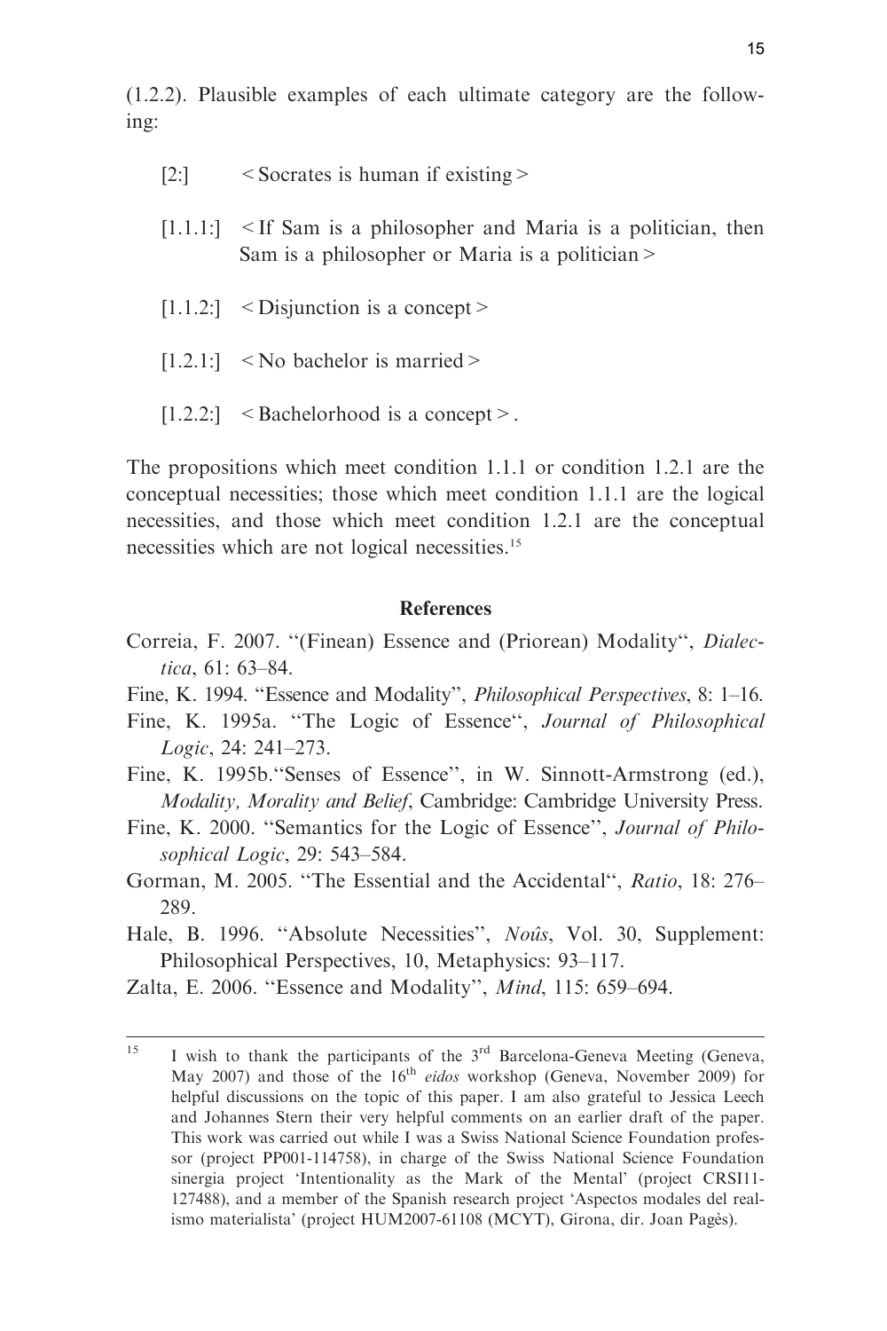(1.2.2). Plausible examples of each ultimate category are the following:

[2:] < Socrates is human if existing >

[1.1.1:] < If Sam is a philosopher and Maria is a politician, then Sam is a philosopher or Maria is a politician >

[1.1.2:] < Disjunction is a concept >

[1.2.1:] < No bachelor is married >

[1.2.2:] < Bachelorhood is a concept >.

The propositions which meet condition 1.1.1 or condition 1.2.1 are the conceptual necessities; those which meet condition 1.1.1 are the logical necessities, and those which meet condition 1.2.1 are the conceptual necessities which are not logical necessities.[15]

## References

Correia, F. 2007. ''(Finean) Essence and (Priorean) Modality'', *Dialectica*, 61: 63–84.

Fine, K. 1994. ''Essence and Modality'', *Philosophical Perspectives*, 8: 1–16.

Fine, K. 1995a. ''The Logic of Essence'', *Journal of Philosophical Logic*, 24: 241–273.

Fine, K. 1995b.''Senses of Essence'', in W. Sinnott-Armstrong (ed.), *Modality, Morality and Belief*, Cambridge: Cambridge University Press.

Fine, K. 2000. ''Semantics for the Logic of Essence'', *Journal of Philosophical Logic*, 29: 543–584.

Gorman, M. 2005. ''The Essential and the Accidental'', *Ratio*, 18: 276–289.

Hale, B. 1996. ''Absolute Necessities'', *Noûs*, Vol. 30, Supplement: Philosophical Perspectives, 10, Metaphysics: 93–117.

Zalta, E. 2006. ''Essence and Modality'', *Mind*, 115: 659–694.

---

[15] I wish to thank the participants of the 3rd Barcelona-Geneva Meeting (Geneva, May 2007) and those of the 16th *eidos* workshop (Geneva, November 2009) for helpful discussions on the topic of this paper. I am also grateful to Jessica Leech and Johannes Stern their very helpful comments on an earlier draft of the paper. This work was carried out while I was a Swiss National Science Foundation professor (project PP001-114758), in charge of the Swiss National Science Foundation sinergia project 'Intentionality as the Mark of the Mental' (project CRSI11-127488), and a member of the Spanish research project 'Aspectos modales del realismo materialista' (project HUM2007-61108 (MCYT), Girona, dir. Joan Pagès).